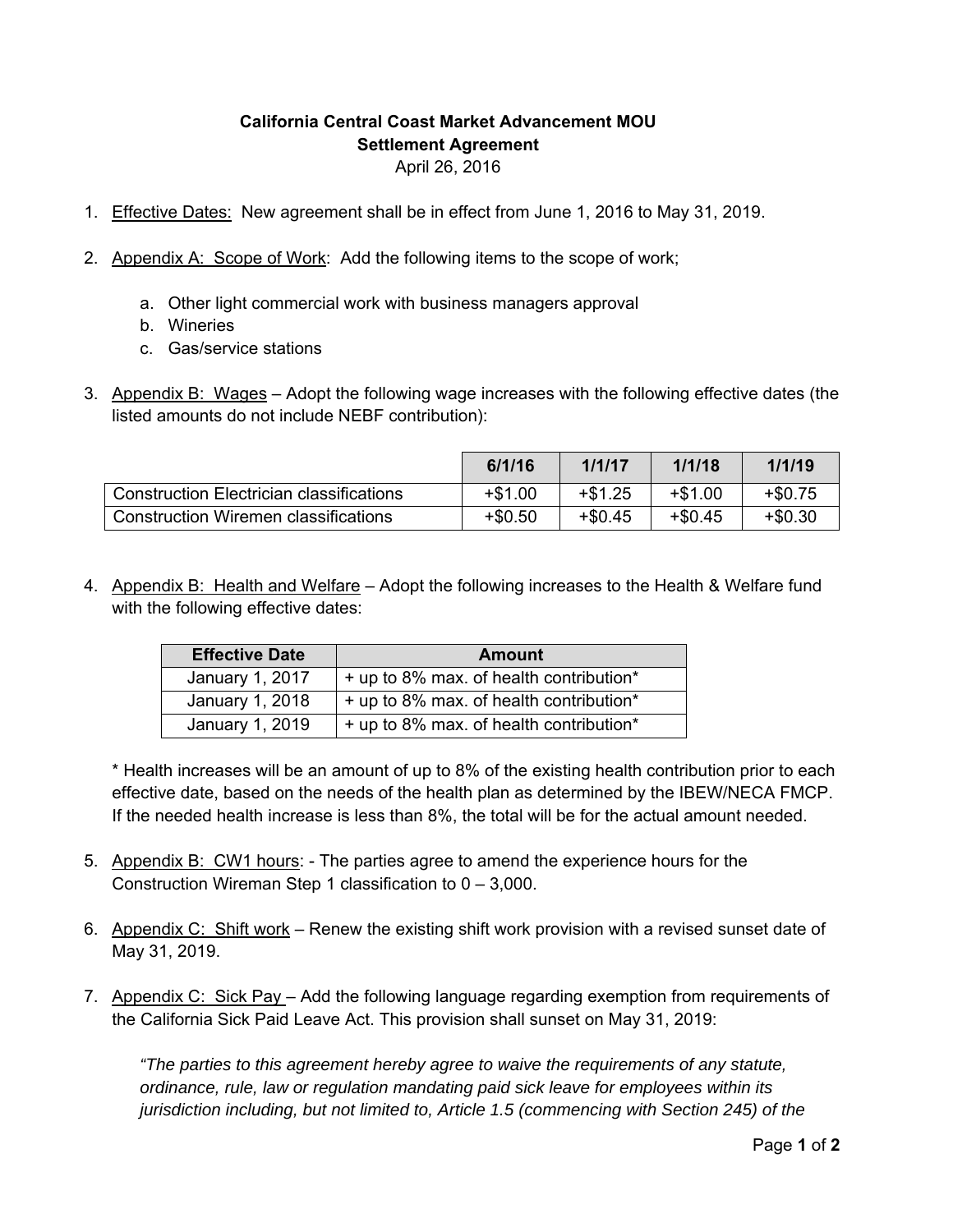**California Central Coast Market Advancement MOU**
**Settlement Agreement**
April 26, 2016

1. Effective Dates: New agreement shall be in effect from June 1, 2016 to May 31, 2019.

2. Appendix A: Scope of Work: Add the following items to the scope of work;

   a. Other light commercial work with business managers approval
   b. Wineries
   c. Gas/service stations

3. Appendix B: Wages – Adopt the following wage increases with the following effective dates (the listed amounts do not include NEBF contribution):

| | 6/1/16 | 1/1/17 | 1/1/18 | 1/1/19 |
|---|---|---|---|---|
| Construction Electrician classifications | +$1.00 | +$1.25 | +$1.00 | +$0.75 |
| Construction Wiremen classifications | +$0.50 | +$0.45 | +$0.45 | +$0.30 |

4. Appendix B: Health and Welfare – Adopt the following increases to the Health & Welfare fund with the following effective dates:

| Effective Date | Amount |
|---|---|
| January 1, 2017 | + up to 8% max. of health contribution* |
| January 1, 2018 | + up to 8% max. of health contribution* |
| January 1, 2019 | + up to 8% max. of health contribution* |

   * Health increases will be an amount of up to 8% of the existing health contribution prior to each effective date, based on the needs of the health plan as determined by the IBEW/NECA FMCP. If the needed health increase is less than 8%, the total will be for the actual amount needed.

5. Appendix B: CW1 hours: - The parties agree to amend the experience hours for the Construction Wireman Step 1 classification to 0 – 3,000.

6. Appendix C: Shift work – Renew the existing shift work provision with a revised sunset date of May 31, 2019.

7. Appendix C: Sick Pay – Add the following language regarding exemption from requirements of the California Sick Paid Leave Act. This provision shall sunset on May 31, 2019:

   *"The parties to this agreement hereby agree to waive the requirements of any statute, ordinance, rule, law or regulation mandating paid sick leave for employees within its jurisdiction including, but not limited to, Article 1.5 (commencing with Section 245) of the*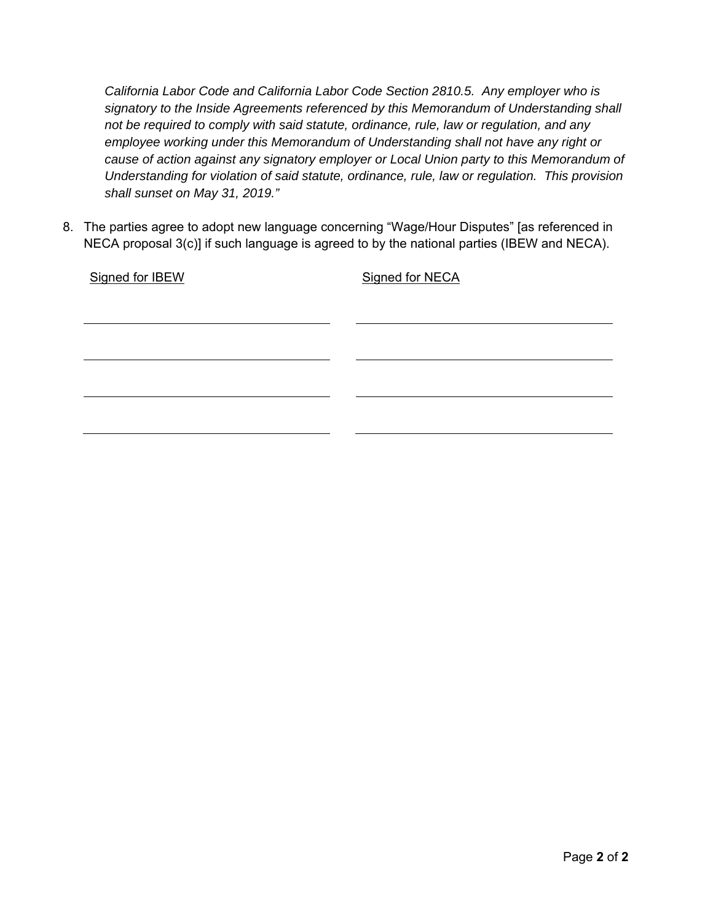*California Labor Code and California Labor Code Section 2810.5. Any employer who is signatory to the Inside Agreements referenced by this Memorandum of Understanding shall not be required to comply with said statute, ordinance, rule, law or regulation, and any employee working under this Memorandum of Understanding shall not have any right or cause of action against any signatory employer or Local Union party to this Memorandum of Understanding for violation of said statute, ordinance, rule, law or regulation. This provision shall sunset on May 31, 2019."*

8. The parties agree to adopt new language concerning "Wage/Hour Disputes" [as referenced in NECA proposal 3(c)] if such language is agreed to by the national parties (IBEW and NECA).

| Signed for IBEW | Signed for NECA |
|---|---|
| \_\_\_\_\_\_\_\_\_\_\_\_\_\_\_\_\_\_\_\_\_\_\_\_\_\_\_\_\_\_ | \_\_\_\_\_\_\_\_\_\_\_\_\_\_\_\_\_\_\_\_\_\_\_\_\_\_\_\_\_\_ |
| \_\_\_\_\_\_\_\_\_\_\_\_\_\_\_\_\_\_\_\_\_\_\_\_\_\_\_\_\_\_ | \_\_\_\_\_\_\_\_\_\_\_\_\_\_\_\_\_\_\_\_\_\_\_\_\_\_\_\_\_\_ |
| \_\_\_\_\_\_\_\_\_\_\_\_\_\_\_\_\_\_\_\_\_\_\_\_\_\_\_\_\_\_ | \_\_\_\_\_\_\_\_\_\_\_\_\_\_\_\_\_\_\_\_\_\_\_\_\_\_\_\_\_\_ |
| \_\_\_\_\_\_\_\_\_\_\_\_\_\_\_\_\_\_\_\_\_\_\_\_\_\_\_\_\_\_ | \_\_\_\_\_\_\_\_\_\_\_\_\_\_\_\_\_\_\_\_\_\_\_\_\_\_\_\_\_\_ |